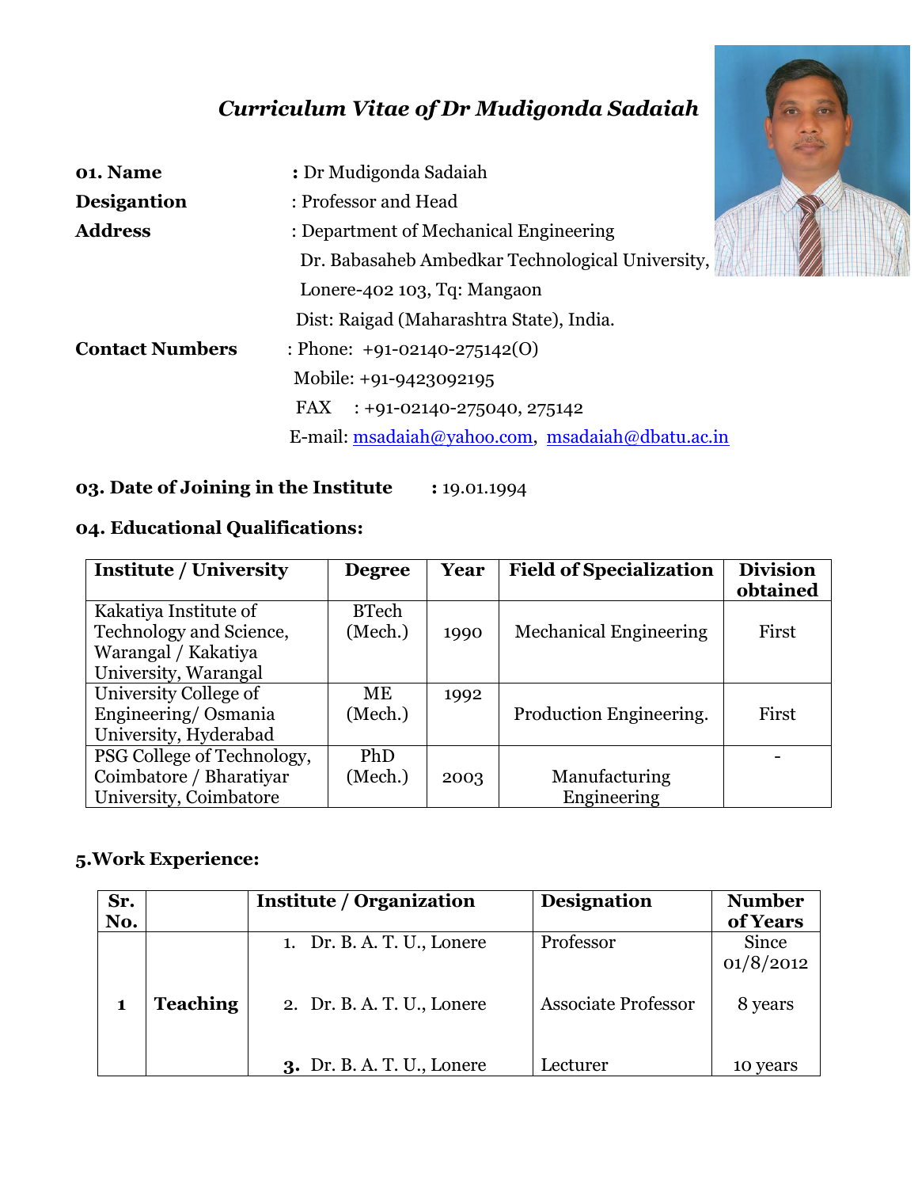# *Curriculum Vitae of Dr Mudigonda Sadaiah*

**01. Name** : Dr Mudigonda Sadaiah

**Desigantion** : Professor and Head

**Address** : Department of Mechanical Engineering
Dr. Babasaheb Ambedkar Technological University,
Lonere-402 103, Tq: Mangaon
Dist: Raigad (Maharashtra State), India.

**Contact Numbers** : Phone: +91-02140-275142(O)
Mobile: +91-9423092195
FAX : +91-02140-275040, 275142
E-mail: msadaiah@yahoo.com, msadaiah@dbatu.ac.in

**03. Date of Joining in the Institute** : 19.01.1994

**04. Educational Qualifications:**

| Institute / University | Degree | Year | Field of Specialization | Division obtained |
|---|---|---|---|---|
| Kakatiya Institute of Technology and Science, Warangal / Kakatiya University, Warangal | BTech (Mech.) | 1990 | Mechanical Engineering | First |
| University College of Engineering/ Osmania University, Hyderabad | ME (Mech.) | 1992 | Production Engineering. | First |
| PSG College of Technology, Coimbatore / Bharatiyar University, Coimbatore | PhD (Mech.) | 2003 | Manufacturing Engineering | - |

**5.Work Experience:**

| Sr. No. | | Institute / Organization | Designation | Number of Years |
|---|---|---|---|---|
| 1 | **Teaching** | 1. Dr. B. A. T. U., Lonere | Professor | Since 01/8/2012 |
| | | 2. Dr. B. A. T. U., Lonere | Associate Professor | 8 years |
| | | 3. Dr. B. A. T. U., Lonere | Lecturer | 10 years |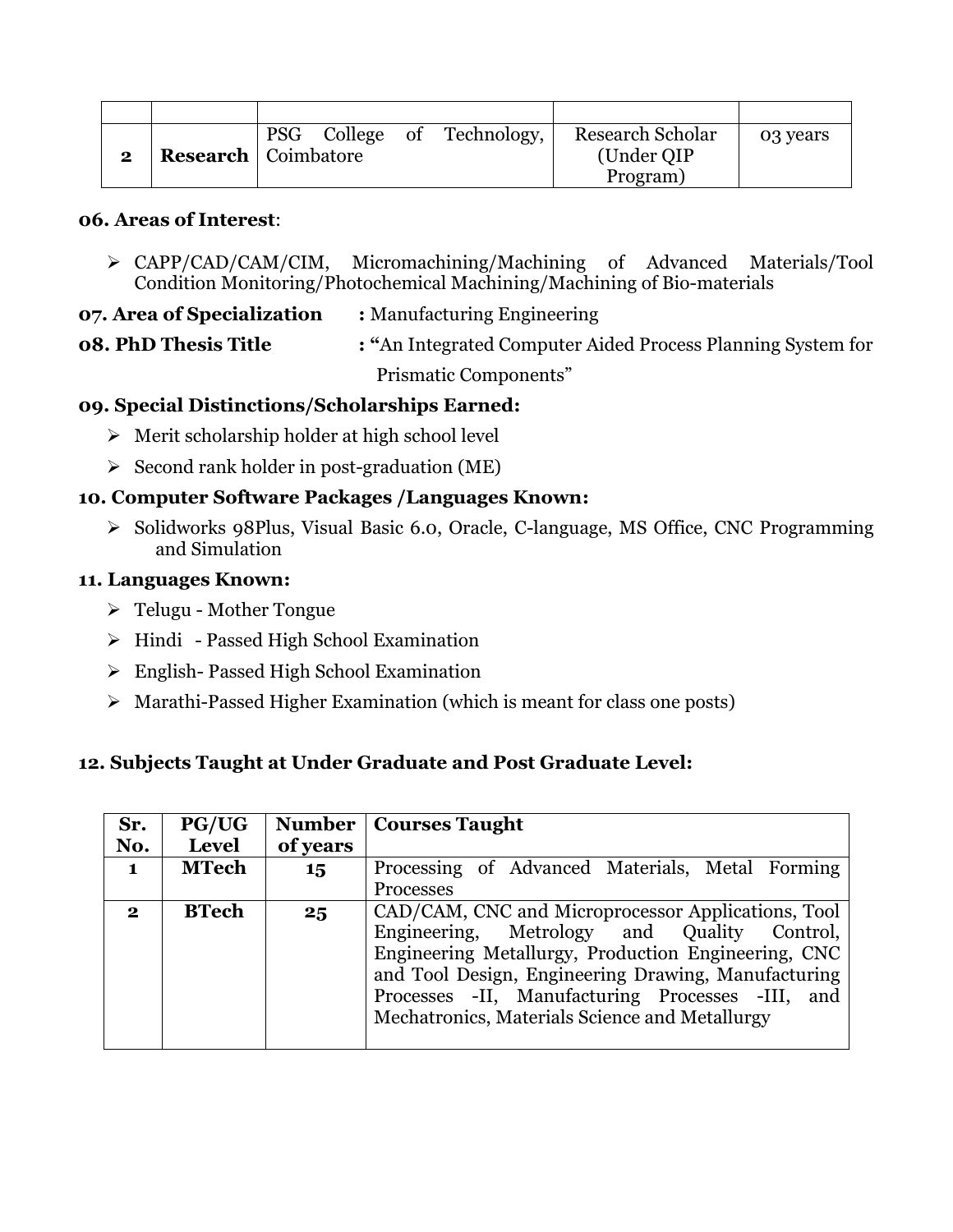| | | | | |
|---|---|---|---|---|
| 2 | **Research** | PSG College of Technology, Coimbatore | Research Scholar (Under QIP Program) | 03 years |

**06. Areas of Interest**:

- CAPP/CAD/CAM/CIM, Micromachining/Machining of Advanced Materials/Tool Condition Monitoring/Photochemical Machining/Machining of Bio-materials

**07. Area of Specialization** **:** Manufacturing Engineering

**08. PhD Thesis Title** **: "**An Integrated Computer Aided Process Planning System for Prismatic Components"

**09. Special Distinctions/Scholarships Earned:**

- Merit scholarship holder at high school level
- Second rank holder in post-graduation (ME)

**10. Computer Software Packages /Languages Known:**

- Solidworks 98Plus, Visual Basic 6.0, Oracle, C-language, MS Office, CNC Programming and Simulation

**11. Languages Known:**

- Telugu - Mother Tongue
- Hindi - Passed High School Examination
- English- Passed High School Examination
- Marathi-Passed Higher Examination (which is meant for class one posts)

**12. Subjects Taught at Under Graduate and Post Graduate Level:**

| Sr. No. | PG/UG Level | Number of years | Courses Taught |
|---|---|---|---|
| 1 | **MTech** | 15 | Processing of Advanced Materials, Metal Forming Processes |
| 2 | **BTech** | 25 | CAD/CAM, CNC and Microprocessor Applications, Tool Engineering, Metrology and Quality Control, Engineering Metallurgy, Production Engineering, CNC and Tool Design, Engineering Drawing, Manufacturing Processes -II, Manufacturing Processes -III, and Mechatronics, Materials Science and Metallurgy |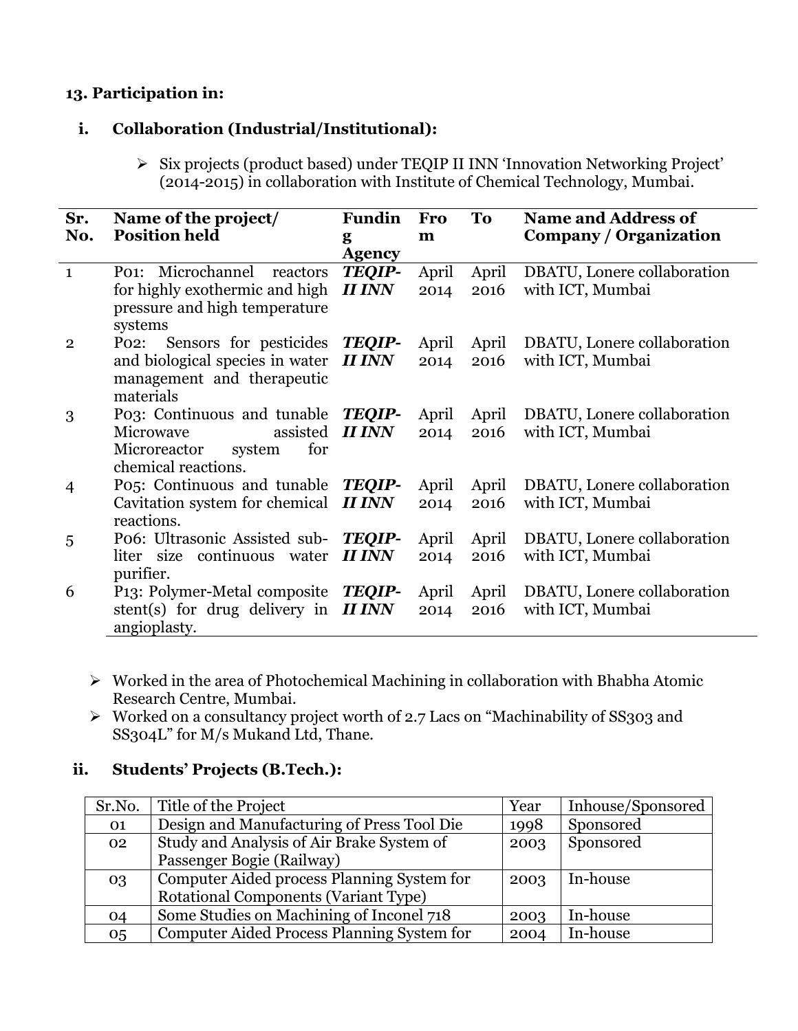### 13. Participation in:

#### i. Collaboration (Industrial/Institutional):

- Six projects (product based) under TEQIP II INN 'Innovation Networking Project' (2014-2015) in collaboration with Institute of Chemical Technology, Mumbai.

| Sr. No. | Name of the project/ Position held | Funding Agency | From | To | Name and Address of Company / Organization |
|---|---|---|---|---|---|
| 1 | P01: Microchannel reactors for highly exothermic and high pressure and high temperature systems | ***TEQIP-II INN*** | April 2014 | April 2016 | DBATU, Lonere collaboration with ICT, Mumbai |
| 2 | P02: Sensors for pesticides and biological species in water management and therapeutic materials | ***TEQIP-II INN*** | April 2014 | April 2016 | DBATU, Lonere collaboration with ICT, Mumbai |
| 3 | P03: Continuous and tunable Microwave assisted Microreactor system for chemical reactions. | ***TEQIP-II INN*** | April 2014 | April 2016 | DBATU, Lonere collaboration with ICT, Mumbai |
| 4 | P05: Continuous and tunable Cavitation system for chemical reactions. | ***TEQIP-II INN*** | April 2014 | April 2016 | DBATU, Lonere collaboration with ICT, Mumbai |
| 5 | P06: Ultrasonic Assisted sub-liter size continuous water purifier. | ***TEQIP-II INN*** | April 2014 | April 2016 | DBATU, Lonere collaboration with ICT, Mumbai |
| 6 | P13: Polymer-Metal composite stent(s) for drug delivery in angioplasty. | ***TEQIP-II INN*** | April 2014 | April 2016 | DBATU, Lonere collaboration with ICT, Mumbai |

- Worked in the area of Photochemical Machining in collaboration with Bhabha Atomic Research Centre, Mumbai.
- Worked on a consultancy project worth of 2.7 Lacs on "Machinability of SS303 and SS304L" for M/s Mukand Ltd, Thane.

#### ii. Students' Projects (B.Tech.):

| Sr.No. | Title of the Project | Year | Inhouse/Sponsored |
|---|---|---|---|
| 01 | Design and Manufacturing of Press Tool Die | 1998 | Sponsored |
| 02 | Study and Analysis of Air Brake System of Passenger Bogie (Railway) | 2003 | Sponsored |
| 03 | Computer Aided process Planning System for Rotational Components (Variant Type) | 2003 | In-house |
| 04 | Some Studies on Machining of Inconel 718 | 2003 | In-house |
| 05 | Computer Aided Process Planning System for | 2004 | In-house |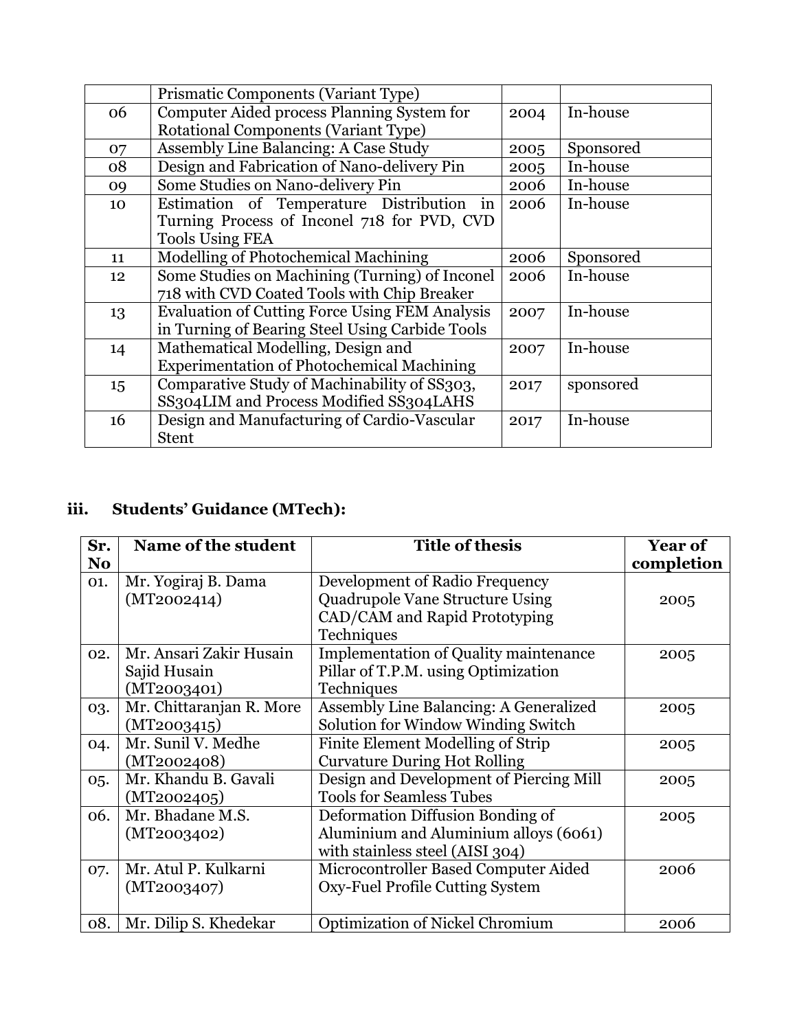|  | Prismatic Components (Variant Type) |  |  |
|---|---|---|---|
| 06 | Computer Aided process Planning System for Rotational Components (Variant Type) | 2004 | In-house |
| 07 | Assembly Line Balancing: A Case Study | 2005 | Sponsored |
| 08 | Design and Fabrication of Nano-delivery Pin | 2005 | In-house |
| 09 | Some Studies on Nano-delivery Pin | 2006 | In-house |
| 10 | Estimation of Temperature Distribution in Turning Process of Inconel 718 for PVD, CVD Tools Using FEA | 2006 | In-house |
| 11 | Modelling of Photochemical Machining | 2006 | Sponsored |
| 12 | Some Studies on Machining (Turning) of Inconel 718 with CVD Coated Tools with Chip Breaker | 2006 | In-house |
| 13 | Evaluation of Cutting Force Using FEM Analysis in Turning of Bearing Steel Using Carbide Tools | 2007 | In-house |
| 14 | Mathematical Modelling, Design and Experimentation of Photochemical Machining | 2007 | In-house |
| 15 | Comparative Study of Machinability of SS303, SS304LIM and Process Modified SS304LAHS | 2017 | sponsored |
| 16 | Design and Manufacturing of Cardio-Vascular Stent | 2017 | In-house |

### iii. Students' Guidance (MTech):

| Sr. No | Name of the student | Title of thesis | Year of completion |
|---|---|---|---|
| 01. | Mr. Yogiraj B. Dama (MT2002414) | Development of Radio Frequency Quadrupole Vane Structure Using CAD/CAM and Rapid Prototyping Techniques | 2005 |
| 02. | Mr. Ansari Zakir Husain Sajid Husain (MT2003401) | Implementation of Quality maintenance Pillar of T.P.M. using Optimization Techniques | 2005 |
| 03. | Mr. Chittaranjan R. More (MT2003415) | Assembly Line Balancing: A Generalized Solution for Window Winding Switch | 2005 |
| 04. | Mr. Sunil V. Medhe (MT2002408) | Finite Element Modelling of Strip Curvature During Hot Rolling | 2005 |
| 05. | Mr. Khandu B. Gavali (MT2002405) | Design and Development of Piercing Mill Tools for Seamless Tubes | 2005 |
| 06. | Mr. Bhadane M.S. (MT2003402) | Deformation Diffusion Bonding of Aluminium and Aluminium alloys (6061) with stainless steel (AISI 304) | 2005 |
| 07. | Mr. Atul P. Kulkarni (MT2003407) | Microcontroller Based Computer Aided Oxy-Fuel Profile Cutting System | 2006 |
| 08. | Mr. Dilip S. Khedekar | Optimization of Nickel Chromium | 2006 |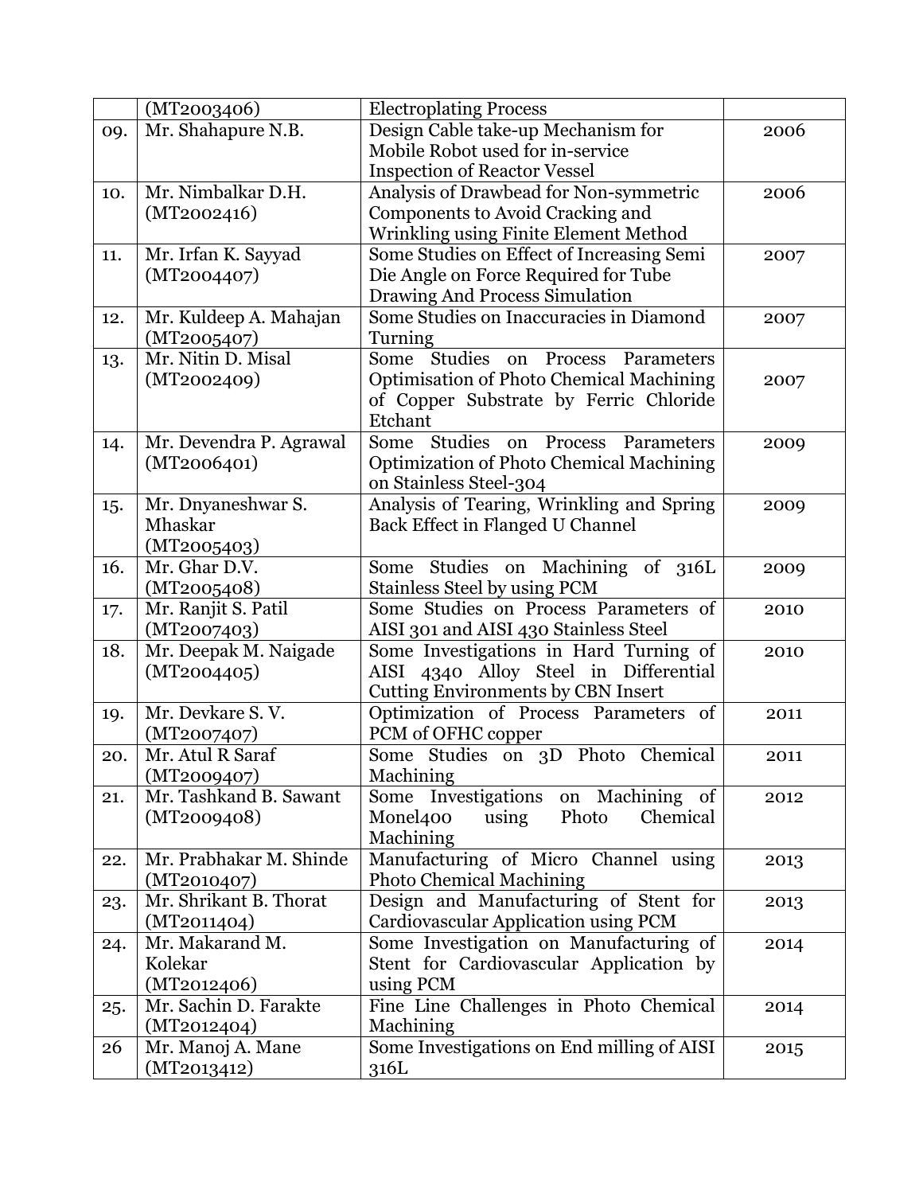| | (MT2003406) | Electroplating Process | |
|---|---|---|---|
| 09. | Mr. Shahapure N.B. | Design Cable take-up Mechanism for Mobile Robot used for in-service Inspection of Reactor Vessel | 2006 |
| 10. | Mr. Nimbalkar D.H. (MT2002416) | Analysis of Drawbead for Non-symmetric Components to Avoid Cracking and Wrinkling using Finite Element Method | 2006 |
| 11. | Mr. Irfan K. Sayyad (MT2004407) | Some Studies on Effect of Increasing Semi Die Angle on Force Required for Tube Drawing And Process Simulation | 2007 |
| 12. | Mr. Kuldeep A. Mahajan (MT2005407) | Some Studies on Inaccuracies in Diamond Turning | 2007 |
| 13. | Mr. Nitin D. Misal (MT2002409) | Some Studies on Process Parameters Optimisation of Photo Chemical Machining of Copper Substrate by Ferric Chloride Etchant | 2007 |
| 14. | Mr. Devendra P. Agrawal (MT2006401) | Some Studies on Process Parameters Optimization of Photo Chemical Machining on Stainless Steel-304 | 2009 |
| 15. | Mr. Dnyaneshwar S. Mhaskar (MT2005403) | Analysis of Tearing, Wrinkling and Spring Back Effect in Flanged U Channel | 2009 |
| 16. | Mr. Ghar D.V. (MT2005408) | Some Studies on Machining of 316L Stainless Steel by using PCM | 2009 |
| 17. | Mr. Ranjit S. Patil (MT2007403) | Some Studies on Process Parameters of AISI 301 and AISI 430 Stainless Steel | 2010 |
| 18. | Mr. Deepak M. Naigade (MT2004405) | Some Investigations in Hard Turning of AISI 4340 Alloy Steel in Differential Cutting Environments by CBN Insert | 2010 |
| 19. | Mr. Devkare S. V. (MT2007407) | Optimization of Process Parameters of PCM of OFHC copper | 2011 |
| 20. | Mr. Atul R Saraf (MT2009407) | Some Studies on 3D Photo Chemical Machining | 2011 |
| 21. | Mr. Tashkand B. Sawant (MT2009408) | Some Investigations on Machining of Monel400 using Photo Chemical Machining | 2012 |
| 22. | Mr. Prabhakar M. Shinde (MT2010407) | Manufacturing of Micro Channel using Photo Chemical Machining | 2013 |
| 23. | Mr. Shrikant B. Thorat (MT2011404) | Design and Manufacturing of Stent for Cardiovascular Application using PCM | 2013 |
| 24. | Mr. Makarand M. Kolekar (MT2012406) | Some Investigation on Manufacturing of Stent for Cardiovascular Application by using PCM | 2014 |
| 25. | Mr. Sachin D. Farakte (MT2012404) | Fine Line Challenges in Photo Chemical Machining | 2014 |
| 26 | Mr. Manoj A. Mane (MT2013412) | Some Investigations on End milling of AISI 316L | 2015 |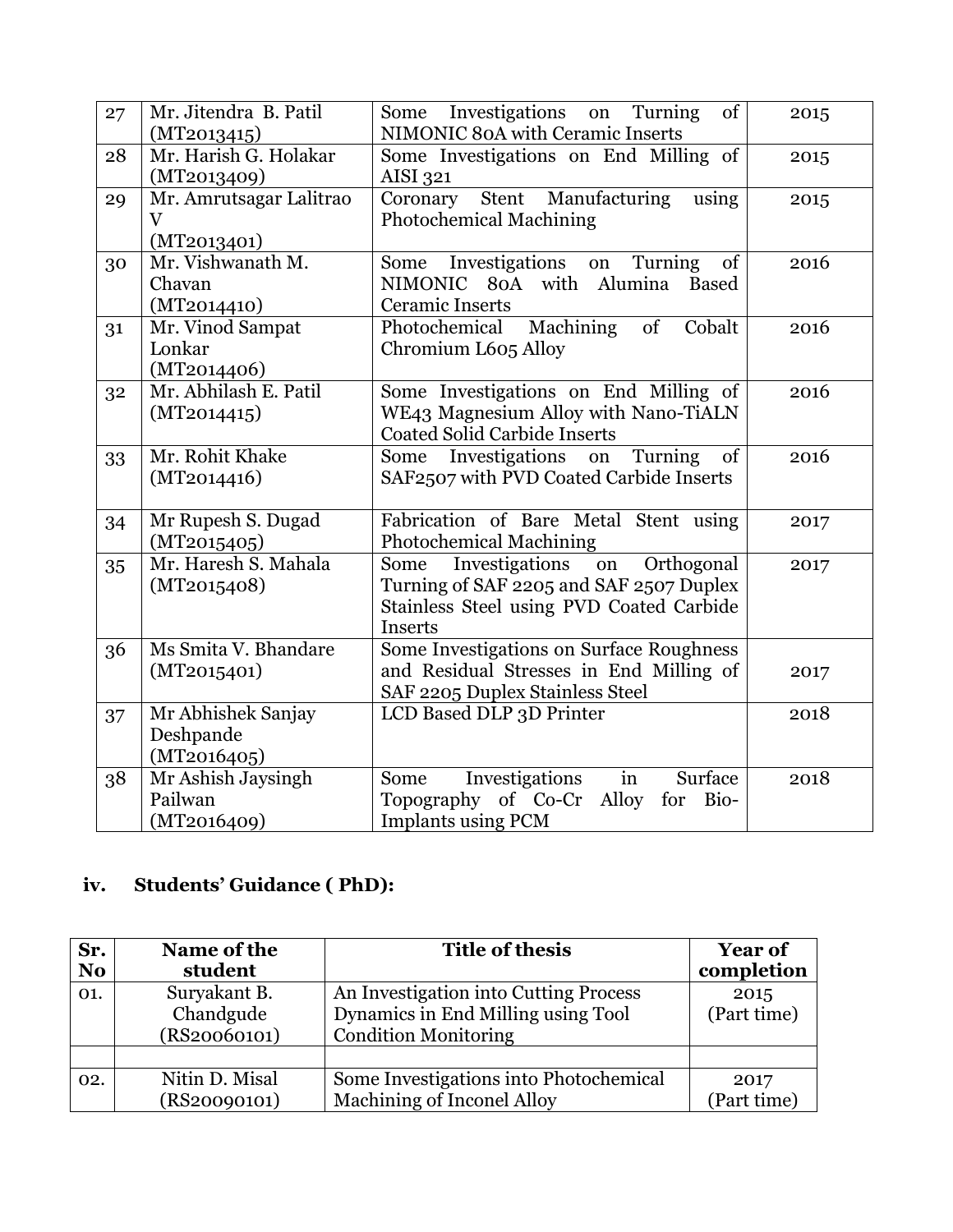| 27 | Mr. Jitendra B. Patil (MT2013415) | Some Investigations on Turning of NIMONIC 80A with Ceramic Inserts | 2015 |
|---|---|---|---|
| 28 | Mr. Harish G. Holakar (MT2013409) | Some Investigations on End Milling of AISI 321 | 2015 |
| 29 | Mr. Amrutsagar Lalitrao V (MT2013401) | Coronary Stent Manufacturing using Photochemical Machining | 2015 |
| 30 | Mr. Vishwanath M. Chavan (MT2014410) | Some Investigations on Turning of NIMONIC 80A with Alumina Based Ceramic Inserts | 2016 |
| 31 | Mr. Vinod Sampat Lonkar (MT2014406) | Photochemical Machining of Cobalt Chromium L605 Alloy | 2016 |
| 32 | Mr. Abhilash E. Patil (MT2014415) | Some Investigations on End Milling of WE43 Magnesium Alloy with Nano-TiALN Coated Solid Carbide Inserts | 2016 |
| 33 | Mr. Rohit Khake (MT2014416) | Some Investigations on Turning of SAF2507 with PVD Coated Carbide Inserts | 2016 |
| 34 | Mr Rupesh S. Dugad (MT2015405) | Fabrication of Bare Metal Stent using Photochemical Machining | 2017 |
| 35 | Mr. Haresh S. Mahala (MT2015408) | Some Investigations on Orthogonal Turning of SAF 2205 and SAF 2507 Duplex Stainless Steel using PVD Coated Carbide Inserts | 2017 |
| 36 | Ms Smita V. Bhandare (MT2015401) | Some Investigations on Surface Roughness and Residual Stresses in End Milling of SAF 2205 Duplex Stainless Steel | 2017 |
| 37 | Mr Abhishek Sanjay Deshpande (MT2016405) | LCD Based DLP 3D Printer | 2018 |
| 38 | Mr Ashish Jaysingh Pailwan (MT2016409) | Some Investigations in Surface Topography of Co-Cr Alloy for Bio-Implants using PCM | 2018 |

**iv. Students' Guidance ( PhD):**

| Sr. No | Name of the student | Title of thesis | Year of completion |
|---|---|---|---|
| 01. | Suryakant B. Chandgude (RS20060101) | An Investigation into Cutting Process Dynamics in End Milling using Tool Condition Monitoring | 2015 (Part time) |
| | | | |
| 02. | Nitin D. Misal (RS20090101) | Some Investigations into Photochemical Machining of Inconel Alloy | 2017 (Part time) |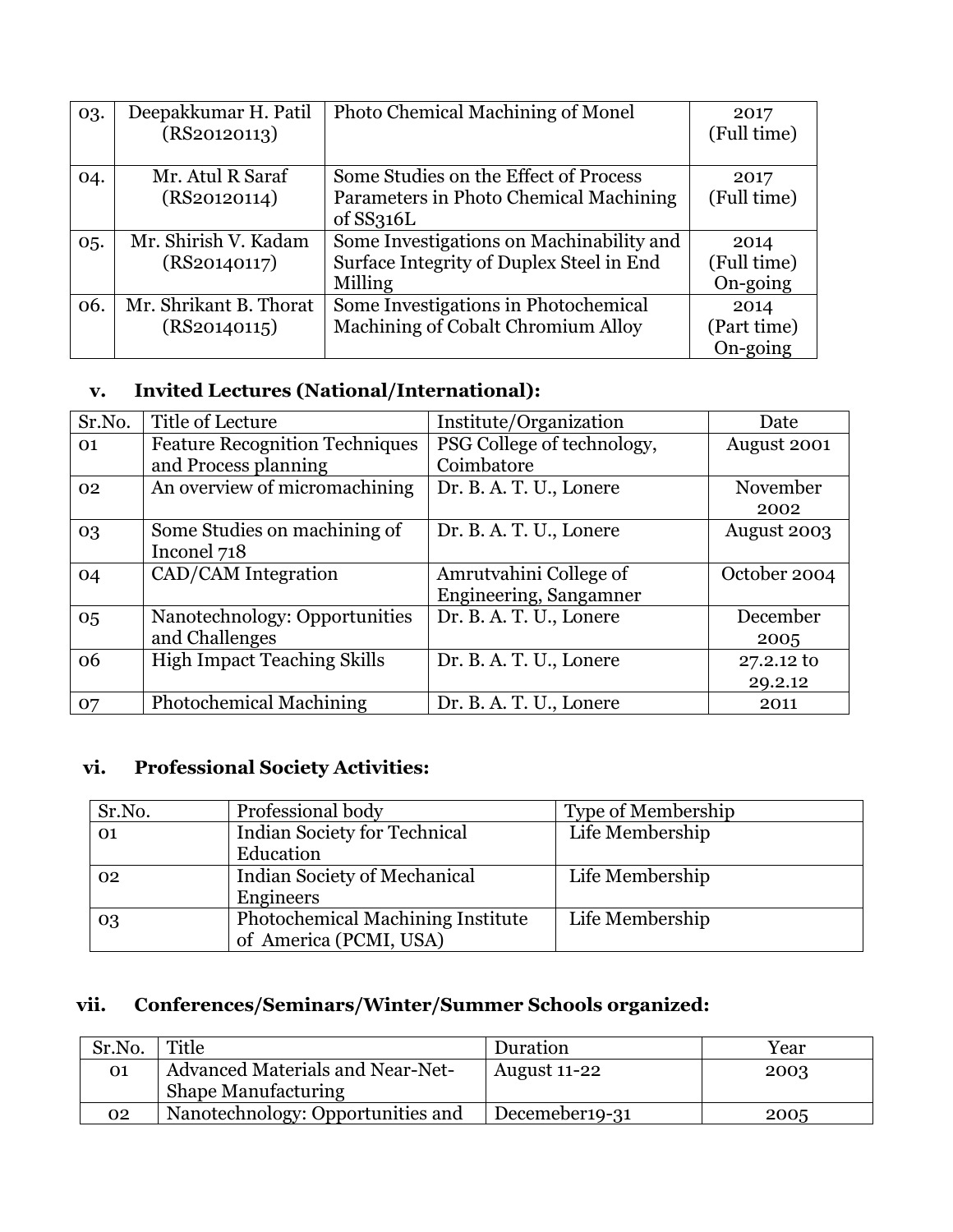| 03. | Deepakkumar H. Patil (RS20120113) | Photo Chemical Machining of Monel | 2017 (Full time) |
|---|---|---|---|
| 04. | Mr. Atul R Saraf (RS20120114) | Some Studies on the Effect of Process Parameters in Photo Chemical Machining of SS316L | 2017 (Full time) |
| 05. | Mr. Shirish V. Kadam (RS20140117) | Some Investigations on Machinability and Surface Integrity of Duplex Steel in End Milling | 2014 (Full time) On-going |
| 06. | Mr. Shrikant B. Thorat (RS20140115) | Some Investigations in Photochemical Machining of Cobalt Chromium Alloy | 2014 (Part time) On-going |

### v. Invited Lectures (National/International):

| Sr.No. | Title of Lecture | Institute/Organization | Date |
|---|---|---|---|
| 01 | Feature Recognition Techniques and Process planning | PSG College of technology, Coimbatore | August 2001 |
| 02 | An overview of micromachining | Dr. B. A. T. U., Lonere | November 2002 |
| 03 | Some Studies on machining of Inconel 718 | Dr. B. A. T. U., Lonere | August 2003 |
| 04 | CAD/CAM Integration | Amrutvahini College of Engineering, Sangamner | October 2004 |
| 05 | Nanotechnology: Opportunities and Challenges | Dr. B. A. T. U., Lonere | December 2005 |
| 06 | High Impact Teaching Skills | Dr. B. A. T. U., Lonere | 27.2.12 to 29.2.12 |
| 07 | Photochemical Machining | Dr. B. A. T. U., Lonere | 2011 |

### vi. Professional Society Activities:

| Sr.No. | Professional body | Type of Membership |
|---|---|---|
| 01 | Indian Society for Technical Education | Life Membership |
| 02 | Indian Society of Mechanical Engineers | Life Membership |
| 03 | Photochemical Machining Institute of America (PCMI, USA) | Life Membership |

### vii. Conferences/Seminars/Winter/Summer Schools organized:

| Sr.No. | Title | Duration | Year |
|---|---|---|---|
| 01 | Advanced Materials and Near-Net-Shape Manufacturing | August 11-22 | 2003 |
| 02 | Nanotechnology: Opportunities and | Decemeber19-31 | 2005 |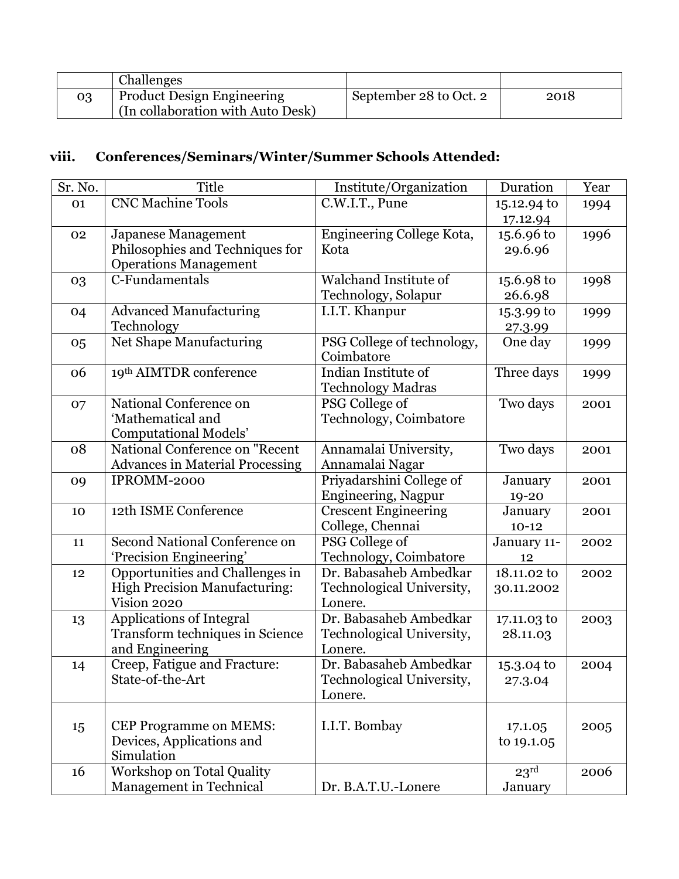| | Challenges | | |
|---|---|---|---|
| 03 | Product Design Engineering (In collaboration with Auto Desk) | September 28 to Oct. 2 | 2018 |

## viii. Conferences/Seminars/Winter/Summer Schools Attended:

| Sr. No. | Title | Institute/Organization | Duration | Year |
|---|---|---|---|---|
| 01 | CNC Machine Tools | C.W.I.T., Pune | 15.12.94 to 17.12.94 | 1994 |
| 02 | Japanese Management Philosophies and Techniques for Operations Management | Engineering College Kota, Kota | 15.6.96 to 29.6.96 | 1996 |
| 03 | C-Fundamentals | Walchand Institute of Technology, Solapur | 15.6.98 to 26.6.98 | 1998 |
| 04 | Advanced Manufacturing Technology | I.I.T. Khanpur | 15.3.99 to 27.3.99 | 1999 |
| 05 | Net Shape Manufacturing | PSG College of technology, Coimbatore | One day | 1999 |
| 06 | 19th AIMTDR conference | Indian Institute of Technology Madras | Three days | 1999 |
| 07 | National Conference on 'Mathematical and Computational Models' | PSG College of Technology, Coimbatore | Two days | 2001 |
| 08 | National Conference on "Recent Advances in Material Processing | Annamalai University, Annamalai Nagar | Two days | 2001 |
| 09 | IPROMM-2000 | Priyadarshini College of Engineering, Nagpur | January 19-20 | 2001 |
| 10 | 12th ISME Conference | Crescent Engineering College, Chennai | January 10-12 | 2001 |
| 11 | Second National Conference on 'Precision Engineering' | PSG College of Technology, Coimbatore | January 11-12 | 2002 |
| 12 | Opportunities and Challenges in High Precision Manufacturing: Vision 2020 | Dr. Babasaheb Ambedkar Technological University, Lonere. | 18.11.02 to 30.11.2002 | 2002 |
| 13 | Applications of Integral Transform techniques in Science and Engineering | Dr. Babasaheb Ambedkar Technological University, Lonere. | 17.11.03 to 28.11.03 | 2003 |
| 14 | Creep, Fatigue and Fracture: State-of-the-Art | Dr. Babasaheb Ambedkar Technological University, Lonere. | 15.3.04 to 27.3.04 | 2004 |
| 15 | CEP Programme on MEMS: Devices, Applications and Simulation | I.I.T. Bombay | 17.1.05 to 19.1.05 | 2005 |
| 16 | Workshop on Total Quality Management in Technical | Dr. B.A.T.U.-Lonere | 23rd January | 2006 |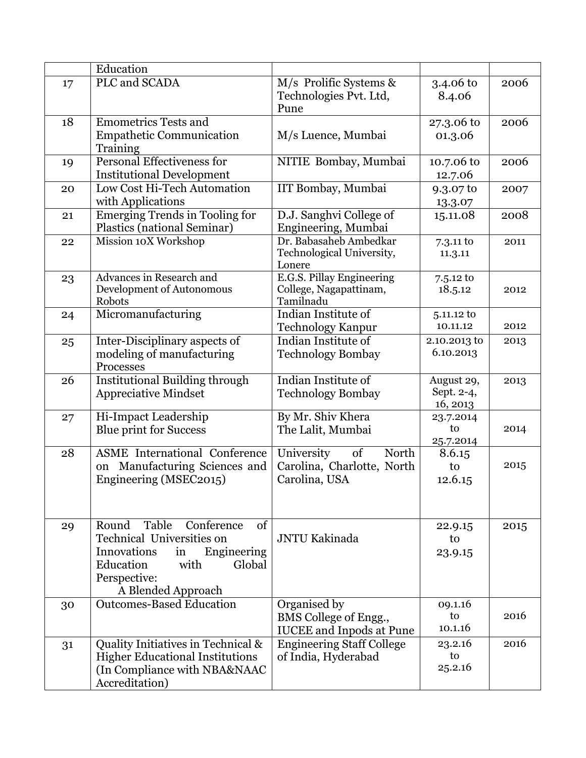|  | Education |  |  |  |
|---|---|---|---|---|
| 17 | PLC and SCADA | M/s Prolific Systems & Technologies Pvt. Ltd, Pune | 3.4.06 to 8.4.06 | 2006 |
| 18 | Emometrics Tests and Empathetic Communication Training | M/s Luence, Mumbai | 27.3.06 to 01.3.06 | 2006 |
| 19 | Personal Effectiveness for Institutional Development | NITIE Bombay, Mumbai | 10.7.06 to 12.7.06 | 2006 |
| 20 | Low Cost Hi-Tech Automation with Applications | IIT Bombay, Mumbai | 9.3.07 to 13.3.07 | 2007 |
| 21 | Emerging Trends in Tooling for Plastics (national Seminar) | D.J. Sanghvi College of Engineering, Mumbai | 15.11.08 | 2008 |
| 22 | Mission 10X Workshop | Dr. Babasaheb Ambedkar Technological University, Lonere | 7.3.11 to 11.3.11 | 2011 |
| 23 | Advances in Research and Development of Autonomous Robots | E.G.S. Pillay Engineering College, Nagapattinam, Tamilnadu | 7.5.12 to 18.5.12 | 2012 |
| 24 | Micromanufacturing | Indian Institute of Technology Kanpur | 5.11.12 to 10.11.12 | 2012 |
| 25 | Inter-Disciplinary aspects of modeling of manufacturing Processes | Indian Institute of Technology Bombay | 2.10.2013 to 6.10.2013 | 2013 |
| 26 | Institutional Building through Appreciative Mindset | Indian Institute of Technology Bombay | August 29, Sept. 2-4, 16, 2013 | 2013 |
| 27 | Hi-Impact Leadership Blue print for Success | By Mr. Shiv Khera The Lalit, Mumbai | 23.7.2014 to 25.7.2014 | 2014 |
| 28 | ASME International Conference on Manufacturing Sciences and Engineering (MSEC2015) | University of North Carolina, Charlotte, North Carolina, USA | 8.6.15 to 12.6.15 | 2015 |
| 29 | Round Table Conference of Technical Universities on Innovations in Engineering Education with Global Perspective: A Blended Approach | JNTU Kakinada | 22.9.15 to 23.9.15 | 2015 |
| 30 | Outcomes-Based Education | Organised by BMS College of Engg., IUCEE and Inpods at Pune | 09.1.16 to 10.1.16 | 2016 |
| 31 | Quality Initiatives in Technical & Higher Educational Institutions (In Compliance with NBA&NAAC Accreditation) | Engineering Staff College of India, Hyderabad | 23.2.16 to 25.2.16 | 2016 |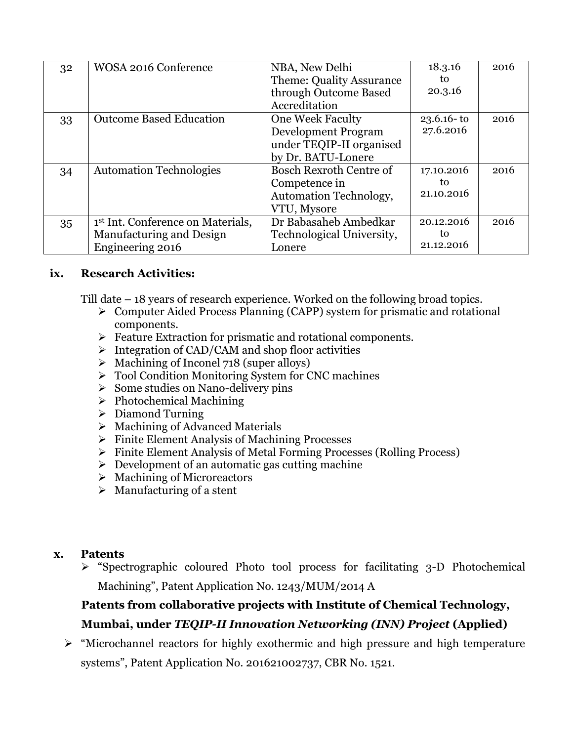| 32 | WOSA 2016 Conference | NBA, New Delhi Theme: Quality Assurance through Outcome Based Accreditation | 18.3.16 to 20.3.16 | 2016 |
|---|---|---|---|---|
| 33 | Outcome Based Education | One Week Faculty Development Program under TEQIP-II organised by Dr. BATU-Lonere | 23.6.16- to 27.6.2016 | 2016 |
| 34 | Automation Technologies | Bosch Rexroth Centre of Competence in Automation Technology, VTU, Mysore | 17.10.2016 to 21.10.2016 | 2016 |
| 35 | 1st Int. Conference on Materials, Manufacturing and Design Engineering 2016 | Dr Babasaheb Ambedkar Technological University, Lonere | 20.12.2016 to 21.12.2016 | 2016 |

**ix. Research Activities:**

Till date – 18 years of research experience. Worked on the following broad topics.

- Computer Aided Process Planning (CAPP) system for prismatic and rotational components.
- Feature Extraction for prismatic and rotational components.
- Integration of CAD/CAM and shop floor activities
- Machining of Inconel 718 (super alloys)
- Tool Condition Monitoring System for CNC machines
- Some studies on Nano-delivery pins
- Photochemical Machining
- Diamond Turning
- Machining of Advanced Materials
- Finite Element Analysis of Machining Processes
- Finite Element Analysis of Metal Forming Processes (Rolling Process)
- Development of an automatic gas cutting machine
- Machining of Microreactors
- Manufacturing of a stent

**x. Patents**

- "Spectrographic coloured Photo tool process for facilitating 3-D Photochemical Machining", Patent Application No. 1243/MUM/2014 A

**Patents from collaborative projects with Institute of Chemical Technology, Mumbai, under *TEQIP-II Innovation Networking (INN) Project* (Applied)**

- "Microchannel reactors for highly exothermic and high pressure and high temperature systems", Patent Application No. 201621002737, CBR No. 1521.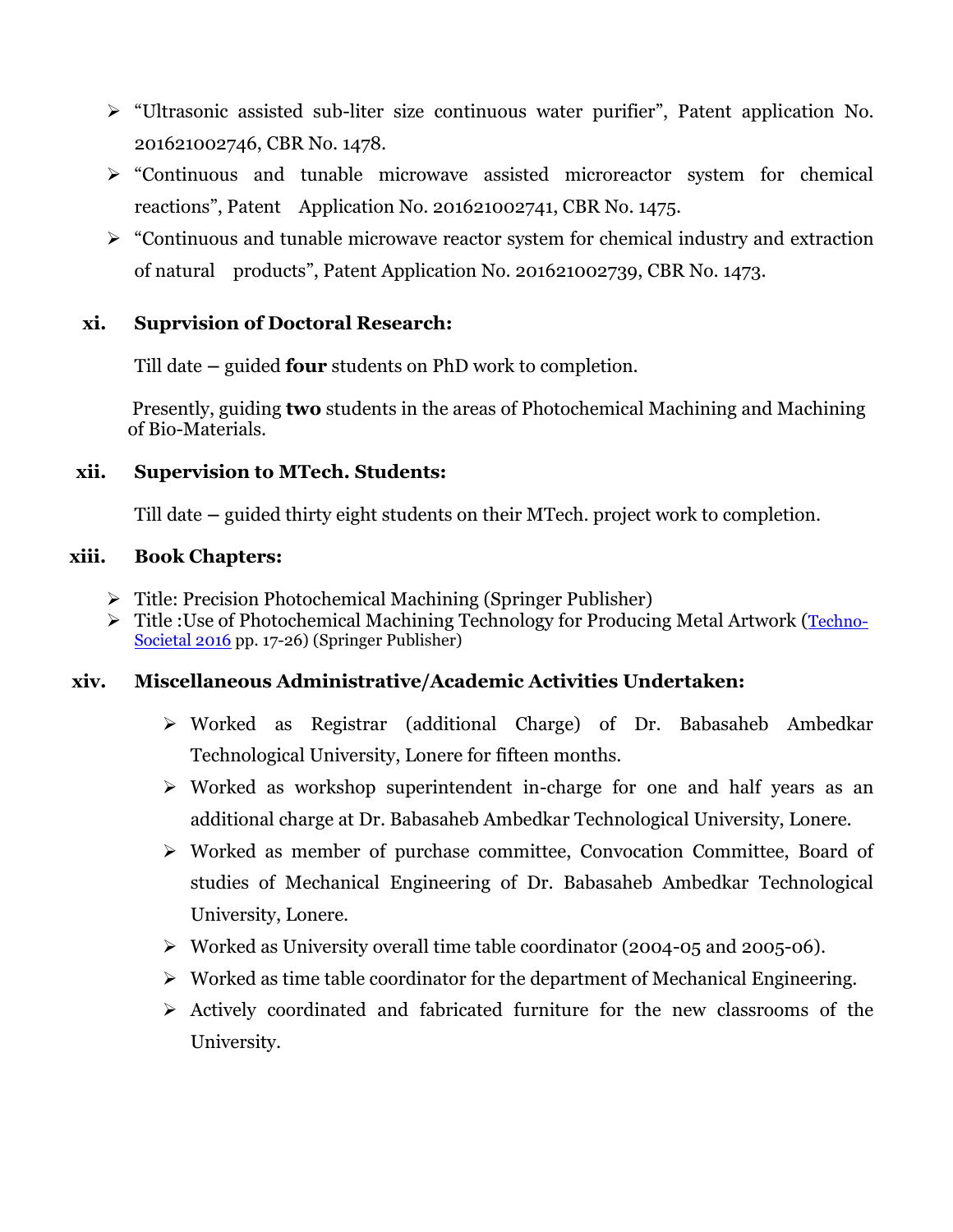- "Ultrasonic assisted sub-liter size continuous water purifier", Patent application No. 201621002746, CBR No. 1478.
- "Continuous and tunable microwave assisted microreactor system for chemical reactions", Patent Application No. 201621002741, CBR No. 1475.
- "Continuous and tunable microwave reactor system for chemical industry and extraction of natural products", Patent Application No. 201621002739, CBR No. 1473.

### xi. Suprvision of Doctoral Research:

Till date – guided **four** students on PhD work to completion.

Presently, guiding **two** students in the areas of Photochemical Machining and Machining of Bio-Materials.

### xii. Supervision to MTech. Students:

Till date – guided thirty eight students on their MTech. project work to completion.

### xiii. Book Chapters:

- Title: Precision Photochemical Machining (Springer Publisher)
- Title :Use of Photochemical Machining Technology for Producing Metal Artwork (Techno-Societal 2016 pp. 17-26) (Springer Publisher)

### xiv. Miscellaneous Administrative/Academic Activities Undertaken:

- Worked as Registrar (additional Charge) of Dr. Babasaheb Ambedkar Technological University, Lonere for fifteen months.
- Worked as workshop superintendent in-charge for one and half years as an additional charge at Dr. Babasaheb Ambedkar Technological University, Lonere.
- Worked as member of purchase committee, Convocation Committee, Board of studies of Mechanical Engineering of Dr. Babasaheb Ambedkar Technological University, Lonere.
- Worked as University overall time table coordinator (2004-05 and 2005-06).
- Worked as time table coordinator for the department of Mechanical Engineering.
- Actively coordinated and fabricated furniture for the new classrooms of the University.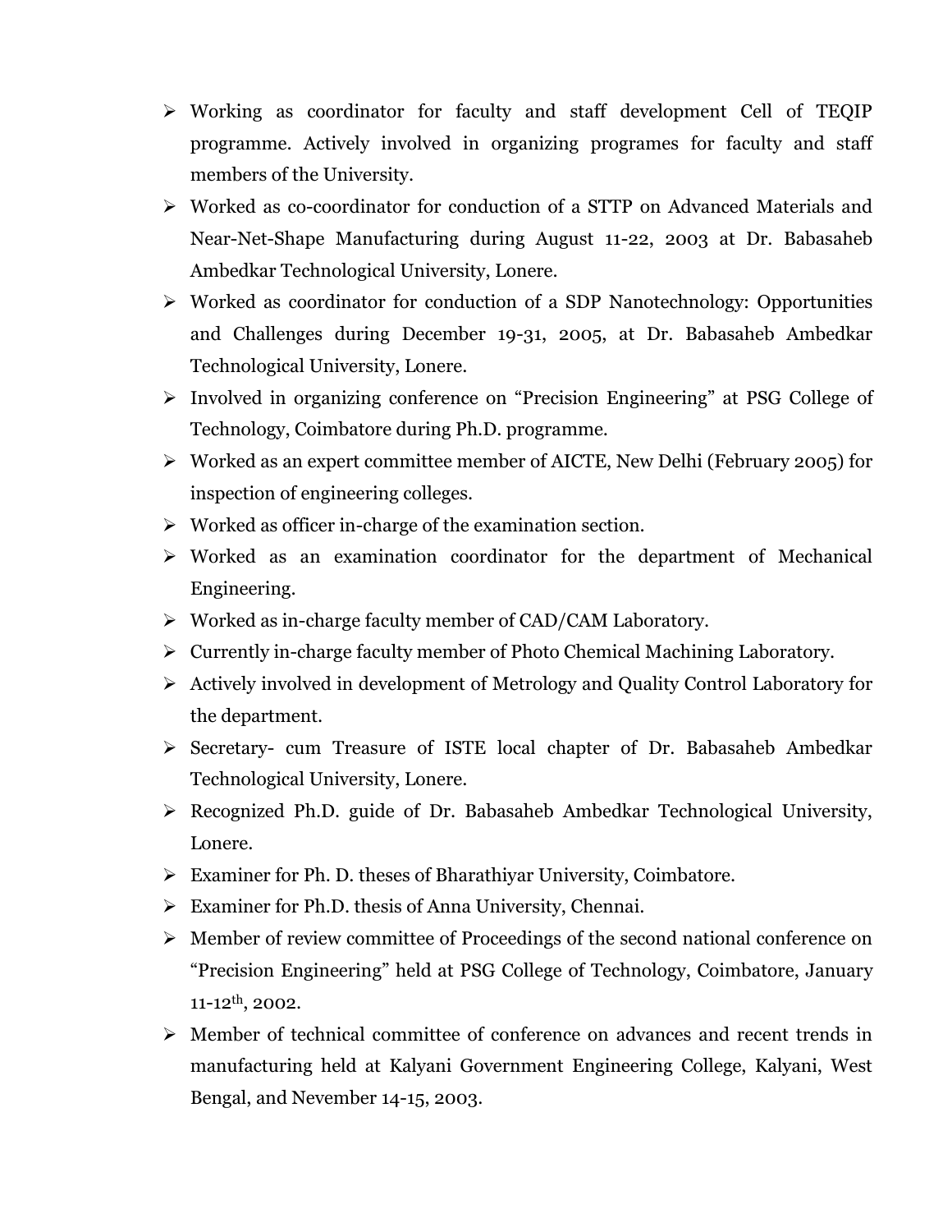- Working as coordinator for faculty and staff development Cell of TEQIP programme. Actively involved in organizing programes for faculty and staff members of the University.
- Worked as co-coordinator for conduction of a STTP on Advanced Materials and Near-Net-Shape Manufacturing during August 11-22, 2003 at Dr. Babasaheb Ambedkar Technological University, Lonere.
- Worked as coordinator for conduction of a SDP Nanotechnology: Opportunities and Challenges during December 19-31, 2005, at Dr. Babasaheb Ambedkar Technological University, Lonere.
- Involved in organizing conference on "Precision Engineering" at PSG College of Technology, Coimbatore during Ph.D. programme.
- Worked as an expert committee member of AICTE, New Delhi (February 2005) for inspection of engineering colleges.
- Worked as officer in-charge of the examination section.
- Worked as an examination coordinator for the department of Mechanical Engineering.
- Worked as in-charge faculty member of CAD/CAM Laboratory.
- Currently in-charge faculty member of Photo Chemical Machining Laboratory.
- Actively involved in development of Metrology and Quality Control Laboratory for the department.
- Secretary- cum Treasure of ISTE local chapter of Dr. Babasaheb Ambedkar Technological University, Lonere.
- Recognized Ph.D. guide of Dr. Babasaheb Ambedkar Technological University, Lonere.
- Examiner for Ph. D. theses of Bharathiyar University, Coimbatore.
- Examiner for Ph.D. thesis of Anna University, Chennai.
- Member of review committee of Proceedings of the second national conference on "Precision Engineering" held at PSG College of Technology, Coimbatore, January 11-12th, 2002.
- Member of technical committee of conference on advances and recent trends in manufacturing held at Kalyani Government Engineering College, Kalyani, West Bengal, and Nevember 14-15, 2003.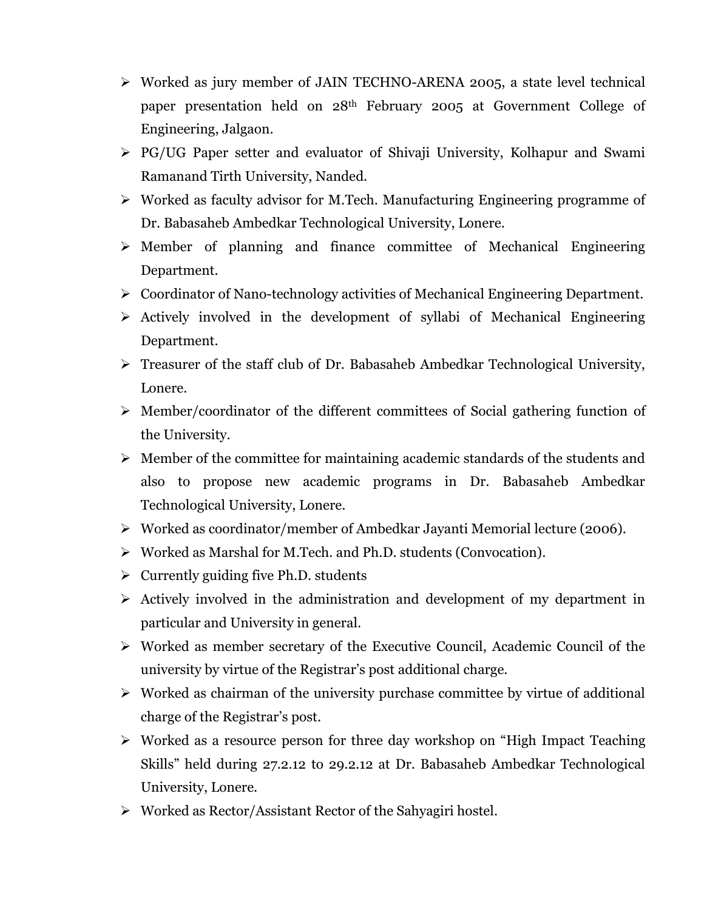- Worked as jury member of JAIN TECHNO-ARENA 2005, a state level technical paper presentation held on 28th February 2005 at Government College of Engineering, Jalgaon.
- PG/UG Paper setter and evaluator of Shivaji University, Kolhapur and Swami Ramanand Tirth University, Nanded.
- Worked as faculty advisor for M.Tech. Manufacturing Engineering programme of Dr. Babasaheb Ambedkar Technological University, Lonere.
- Member of planning and finance committee of Mechanical Engineering Department.
- Coordinator of Nano-technology activities of Mechanical Engineering Department.
- Actively involved in the development of syllabi of Mechanical Engineering Department.
- Treasurer of the staff club of Dr. Babasaheb Ambedkar Technological University, Lonere.
- Member/coordinator of the different committees of Social gathering function of the University.
- Member of the committee for maintaining academic standards of the students and also to propose new academic programs in Dr. Babasaheb Ambedkar Technological University, Lonere.
- Worked as coordinator/member of Ambedkar Jayanti Memorial lecture (2006).
- Worked as Marshal for M.Tech. and Ph.D. students (Convocation).
- Currently guiding five Ph.D. students
- Actively involved in the administration and development of my department in particular and University in general.
- Worked as member secretary of the Executive Council, Academic Council of the university by virtue of the Registrar's post additional charge.
- Worked as chairman of the university purchase committee by virtue of additional charge of the Registrar's post.
- Worked as a resource person for three day workshop on "High Impact Teaching Skills" held during 27.2.12 to 29.2.12 at Dr. Babasaheb Ambedkar Technological University, Lonere.
- Worked as Rector/Assistant Rector of the Sahyagiri hostel.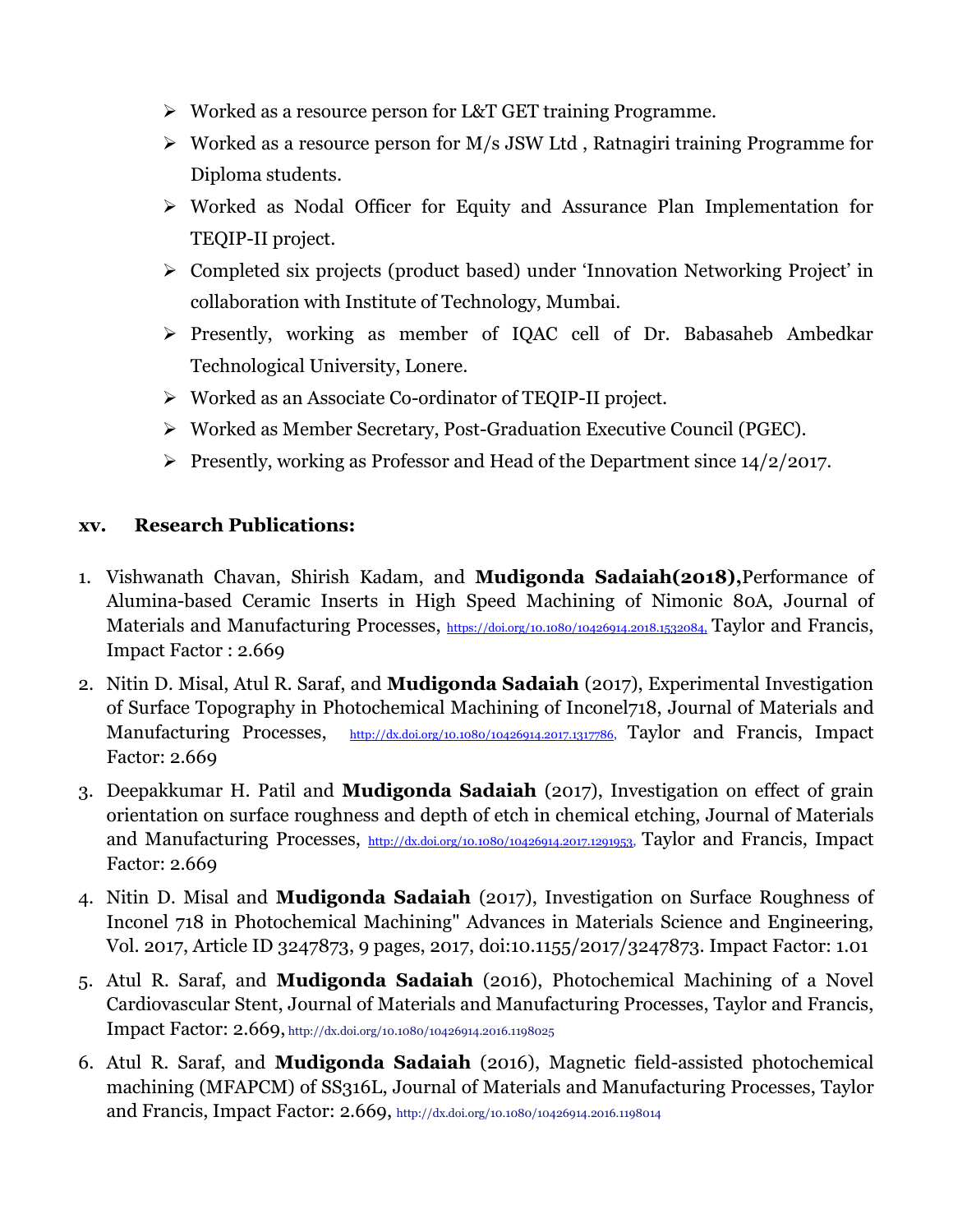- Worked as a resource person for L&T GET training Programme.
- Worked as a resource person for M/s JSW Ltd , Ratnagiri training Programme for Diploma students.
- Worked as Nodal Officer for Equity and Assurance Plan Implementation for TEQIP-II project.
- Completed six projects (product based) under 'Innovation Networking Project' in collaboration with Institute of Technology, Mumbai.
- Presently, working as member of IQAC cell of Dr. Babasaheb Ambedkar Technological University, Lonere.
- Worked as an Associate Co-ordinator of TEQIP-II project.
- Worked as Member Secretary, Post-Graduation Executive Council (PGEC).
- Presently, working as Professor and Head of the Department since 14/2/2017.

## xv. Research Publications:

1. Vishwanath Chavan, Shirish Kadam, and **Mudigonda Sadaiah(2018),**Performance of Alumina-based Ceramic Inserts in High Speed Machining of Nimonic 80A, Journal of Materials and Manufacturing Processes, https://doi.org/10.1080/10426914.2018.1532084, Taylor and Francis, Impact Factor : 2.669
2. Nitin D. Misal, Atul R. Saraf, and **Mudigonda Sadaiah** (2017), Experimental Investigation of Surface Topography in Photochemical Machining of Inconel718, Journal of Materials and Manufacturing Processes, http://dx.doi.org/10.1080/10426914.2017.1317786, Taylor and Francis, Impact Factor: 2.669
3. Deepakkumar H. Patil and **Mudigonda Sadaiah** (2017), Investigation on effect of grain orientation on surface roughness and depth of etch in chemical etching, Journal of Materials and Manufacturing Processes, http://dx.doi.org/10.1080/10426914.2017.1291953, Taylor and Francis, Impact Factor: 2.669
4. Nitin D. Misal and **Mudigonda Sadaiah** (2017), Investigation on Surface Roughness of Inconel 718 in Photochemical Machining" Advances in Materials Science and Engineering, Vol. 2017, Article ID 3247873, 9 pages, 2017, doi:10.1155/2017/3247873. Impact Factor: 1.01
5. Atul R. Saraf, and **Mudigonda Sadaiah** (2016), Photochemical Machining of a Novel Cardiovascular Stent, Journal of Materials and Manufacturing Processes, Taylor and Francis, Impact Factor: 2.669, http://dx.doi.org/10.1080/10426914.2016.1198025
6. Atul R. Saraf, and **Mudigonda Sadaiah** (2016), Magnetic field-assisted photochemical machining (MFAPCM) of SS316L, Journal of Materials and Manufacturing Processes, Taylor and Francis, Impact Factor: 2.669, http://dx.doi.org/10.1080/10426914.2016.1198014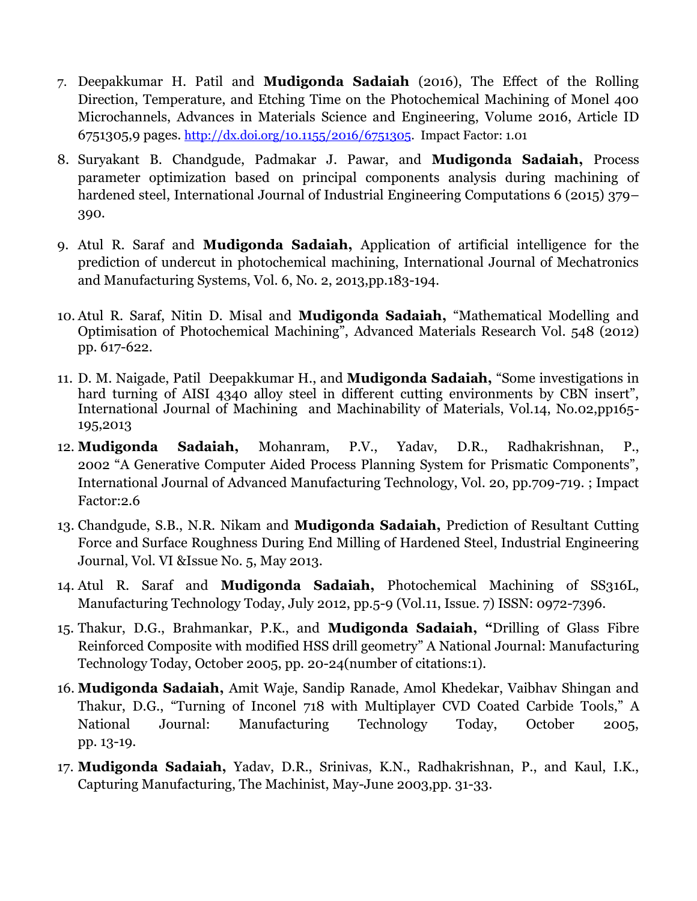7. Deepakkumar H. Patil and **Mudigonda Sadaiah** (2016), The Effect of the Rolling Direction, Temperature, and Etching Time on the Photochemical Machining of Monel 400 Microchannels, Advances in Materials Science and Engineering, Volume 2016, Article ID 6751305,9 pages. http://dx.doi.org/10.1155/2016/6751305. Impact Factor: 1.01

8. Suryakant B. Chandgude, Padmakar J. Pawar, and **Mudigonda Sadaiah,** Process parameter optimization based on principal components analysis during machining of hardened steel, International Journal of Industrial Engineering Computations 6 (2015) 379–390.

9. Atul R. Saraf and **Mudigonda Sadaiah,** Application of artificial intelligence for the prediction of undercut in photochemical machining, International Journal of Mechatronics and Manufacturing Systems, Vol. 6, No. 2, 2013,pp.183-194.

10. Atul R. Saraf, Nitin D. Misal and **Mudigonda Sadaiah,** "Mathematical Modelling and Optimisation of Photochemical Machining", Advanced Materials Research Vol. 548 (2012) pp. 617-622.

11. D. M. Naigade, Patil Deepakkumar H., and **Mudigonda Sadaiah,** "Some investigations in hard turning of AISI 4340 alloy steel in different cutting environments by CBN insert", International Journal of Machining and Machinability of Materials, Vol.14, No.02,pp165-195,2013

12. **Mudigonda Sadaiah,** Mohanram, P.V., Yadav, D.R., Radhakrishnan, P., 2002 "A Generative Computer Aided Process Planning System for Prismatic Components", International Journal of Advanced Manufacturing Technology, Vol. 20, pp.709-719. ; Impact Factor:2.6

13. Chandgude, S.B., N.R. Nikam and **Mudigonda Sadaiah,** Prediction of Resultant Cutting Force and Surface Roughness During End Milling of Hardened Steel, Industrial Engineering Journal, Vol. VI &Issue No. 5, May 2013.

14. Atul R. Saraf and **Mudigonda Sadaiah,** Photochemical Machining of SS316L, Manufacturing Technology Today, July 2012, pp.5-9 (Vol.11, Issue. 7) ISSN: 0972-7396.

15. Thakur, D.G., Brahmankar, P.K., and **Mudigonda Sadaiah, "**Drilling of Glass Fibre Reinforced Composite with modified HSS drill geometry" A National Journal: Manufacturing Technology Today, October 2005, pp. 20-24(number of citations:1).

16. **Mudigonda Sadaiah,** Amit Waje, Sandip Ranade, Amol Khedekar, Vaibhav Shingan and Thakur, D.G., "Turning of Inconel 718 with Multiplayer CVD Coated Carbide Tools," A National Journal: Manufacturing Technology Today, October 2005, pp. 13-19.

17. **Mudigonda Sadaiah,** Yadav, D.R., Srinivas, K.N., Radhakrishnan, P., and Kaul, I.K., Capturing Manufacturing, The Machinist, May-June 2003,pp. 31-33.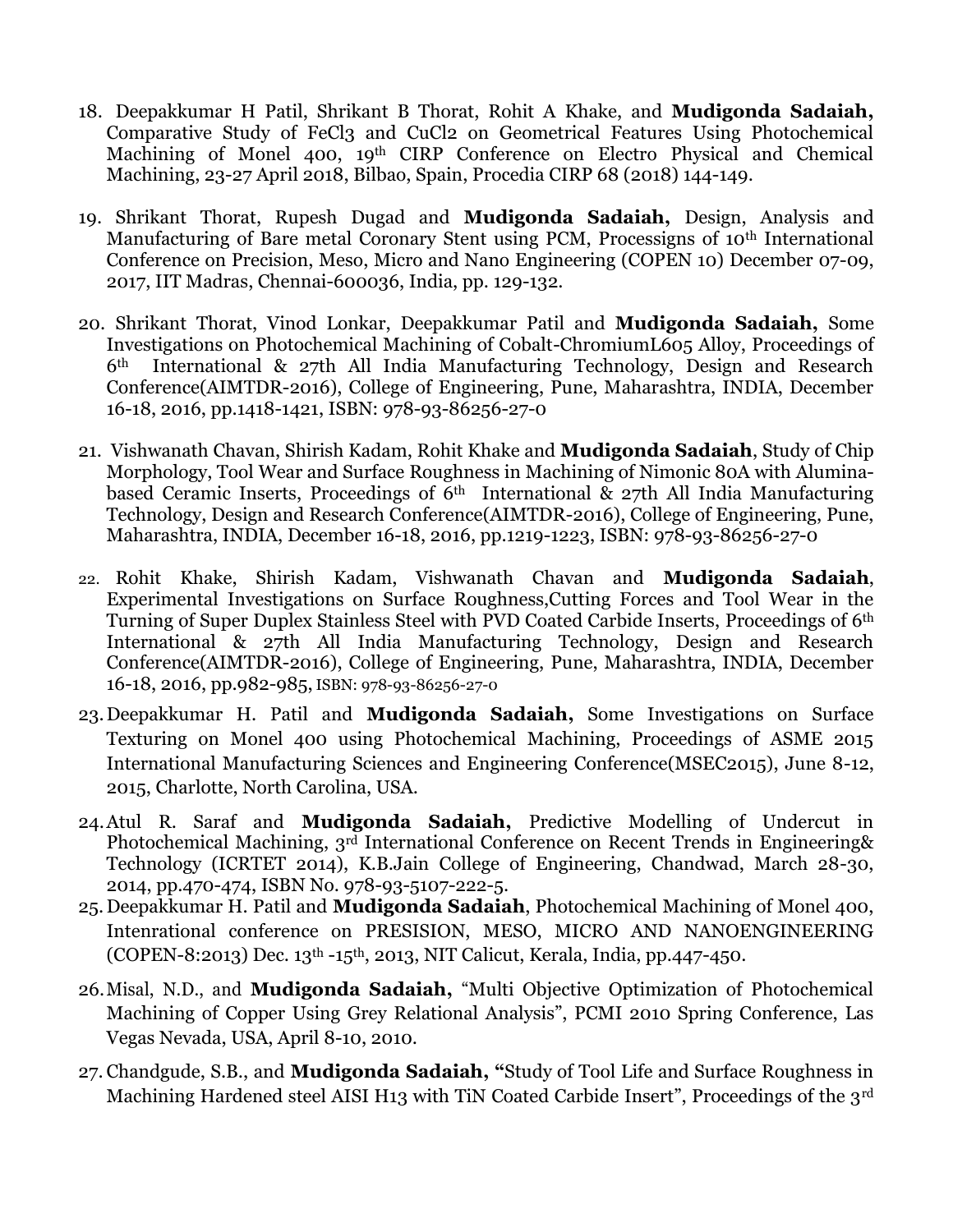18. Deepakkumar H Patil, Shrikant B Thorat, Rohit A Khake, and **Mudigonda Sadaiah,** Comparative Study of $FeCl_3$ and $CuCl_2$ on Geometrical Features Using Photochemical Machining of Monel 400, 19th CIRP Conference on Electro Physical and Chemical Machining, 23-27 April 2018, Bilbao, Spain, Procedia CIRP 68 (2018) 144-149.

19. Shrikant Thorat, Rupesh Dugad and **Mudigonda Sadaiah,** Design, Analysis and Manufacturing of Bare metal Coronary Stent using PCM, Processigns of 10th International Conference on Precision, Meso, Micro and Nano Engineering (COPEN 10) December 07-09, 2017, IIT Madras, Chennai-600036, India, pp. 129-132.

20. Shrikant Thorat, Vinod Lonkar, Deepakkumar Patil and **Mudigonda Sadaiah,** Some Investigations on Photochemical Machining of Cobalt-ChromiumL605 Alloy, Proceedings of 6th International & 27th All India Manufacturing Technology, Design and Research Conference(AIMTDR-2016), College of Engineering, Pune, Maharashtra, INDIA, December 16-18, 2016, pp.1418-1421, ISBN: 978-93-86256-27-0

21. Vishwanath Chavan, Shirish Kadam, Rohit Khake and **Mudigonda Sadaiah**, Study of Chip Morphology, Tool Wear and Surface Roughness in Machining of Nimonic 80A with Alumina-based Ceramic Inserts, Proceedings of 6th International & 27th All India Manufacturing Technology, Design and Research Conference(AIMTDR-2016), College of Engineering, Pune, Maharashtra, INDIA, December 16-18, 2016, pp.1219-1223, ISBN: 978-93-86256-27-0

22. Rohit Khake, Shirish Kadam, Vishwanath Chavan and **Mudigonda Sadaiah**, Experimental Investigations on Surface Roughness,Cutting Forces and Tool Wear in the Turning of Super Duplex Stainless Steel with PVD Coated Carbide Inserts, Proceedings of 6th International & 27th All India Manufacturing Technology, Design and Research Conference(AIMTDR-2016), College of Engineering, Pune, Maharashtra, INDIA, December 16-18, 2016, pp.982-985, ISBN: 978-93-86256-27-0

23. Deepakkumar H. Patil and **Mudigonda Sadaiah,** Some Investigations on Surface Texturing on Monel 400 using Photochemical Machining, Proceedings of ASME 2015 International Manufacturing Sciences and Engineering Conference(MSEC2015), June 8-12, 2015, Charlotte, North Carolina, USA.

24. Atul R. Saraf and **Mudigonda Sadaiah,** Predictive Modelling of Undercut in Photochemical Machining, 3rd International Conference on Recent Trends in Engineering& Technology (ICRTET 2014), K.B.Jain College of Engineering, Chandwad, March 28-30, 2014, pp.470-474, ISBN No. 978-93-5107-222-5.

25. Deepakkumar H. Patil and **Mudigonda Sadaiah**, Photochemical Machining of Monel 400, Intenrational conference on PRESISION, MESO, MICRO AND NANOENGINEERING (COPEN-8:2013) Dec. 13th -15th, 2013, NIT Calicut, Kerala, India, pp.447-450.

26. Misal, N.D., and **Mudigonda Sadaiah,** "Multi Objective Optimization of Photochemical Machining of Copper Using Grey Relational Analysis", PCMI 2010 Spring Conference, Las Vegas Nevada, USA, April 8-10, 2010.

27. Chandgude, S.B., and **Mudigonda Sadaiah, "**Study of Tool Life and Surface Roughness in Machining Hardened steel AISI H13 with TiN Coated Carbide Insert", Proceedings of the 3rd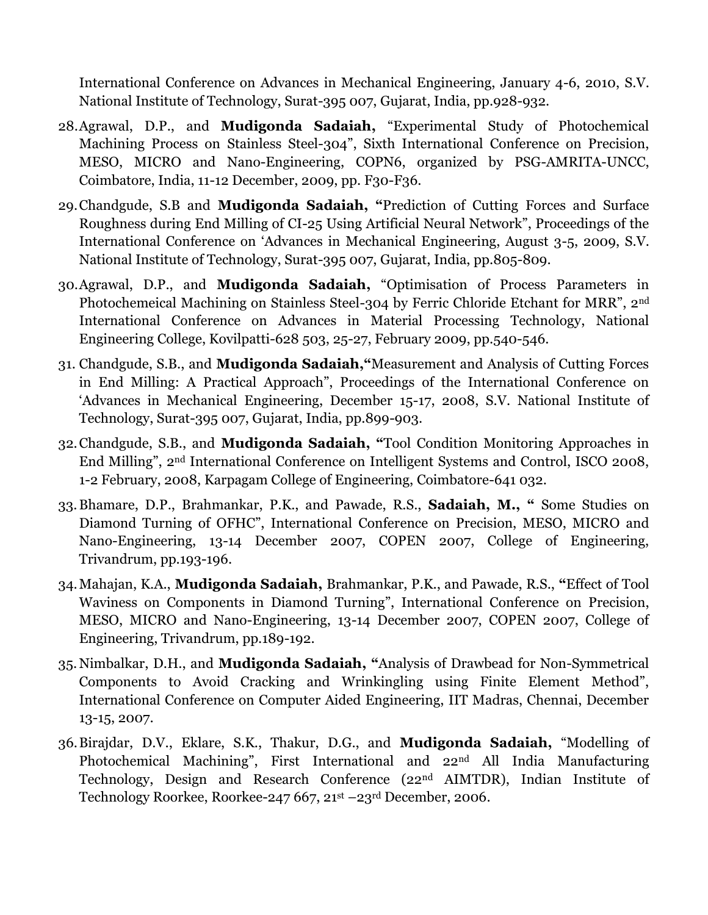International Conference on Advances in Mechanical Engineering, January 4-6, 2010, S.V. National Institute of Technology, Surat-395 007, Gujarat, India, pp.928-932.

28. Agrawal, D.P., and **Mudigonda Sadaiah,** "Experimental Study of Photochemical Machining Process on Stainless Steel-304", Sixth International Conference on Precision, MESO, MICRO and Nano-Engineering, COPN6, organized by PSG-AMRITA-UNCC, Coimbatore, India, 11-12 December, 2009, pp. F30-F36.

29. Chandgude, S.B and **Mudigonda Sadaiah, "**Prediction of Cutting Forces and Surface Roughness during End Milling of CI-25 Using Artificial Neural Network", Proceedings of the International Conference on 'Advances in Mechanical Engineering, August 3-5, 2009, S.V. National Institute of Technology, Surat-395 007, Gujarat, India, pp.805-809.

30. Agrawal, D.P., and **Mudigonda Sadaiah,** "Optimisation of Process Parameters in Photochemeical Machining on Stainless Steel-304 by Ferric Chloride Etchant for MRR", 2nd International Conference on Advances in Material Processing Technology, National Engineering College, Kovilpatti-628 503, 25-27, February 2009, pp.540-546.

31. Chandgude, S.B., and **Mudigonda Sadaiah,"**Measurement and Analysis of Cutting Forces in End Milling: A Practical Approach", Proceedings of the International Conference on 'Advances in Mechanical Engineering, December 15-17, 2008, S.V. National Institute of Technology, Surat-395 007, Gujarat, India, pp.899-903.

32. Chandgude, S.B., and **Mudigonda Sadaiah, "**Tool Condition Monitoring Approaches in End Milling", 2nd International Conference on Intelligent Systems and Control, ISCO 2008, 1-2 February, 2008, Karpagam College of Engineering, Coimbatore-641 032.

33. Bhamare, D.P., Brahmankar, P.K., and Pawade, R.S., **Sadaiah, M., "** Some Studies on Diamond Turning of OFHC", International Conference on Precision, MESO, MICRO and Nano-Engineering, 13-14 December 2007, COPEN 2007, College of Engineering, Trivandrum, pp.193-196.

34. Mahajan, K.A., **Mudigonda Sadaiah,** Brahmankar, P.K., and Pawade, R.S., **"**Effect of Tool Waviness on Components in Diamond Turning", International Conference on Precision, MESO, MICRO and Nano-Engineering, 13-14 December 2007, COPEN 2007, College of Engineering, Trivandrum, pp.189-192.

35. Nimbalkar, D.H., and **Mudigonda Sadaiah, "**Analysis of Drawbead for Non-Symmetrical Components to Avoid Cracking and Wrinkingling using Finite Element Method", International Conference on Computer Aided Engineering, IIT Madras, Chennai, December 13-15, 2007.

36. Birajdar, D.V., Eklare, S.K., Thakur, D.G., and **Mudigonda Sadaiah,** "Modelling of Photochemical Machining", First International and 22nd All India Manufacturing Technology, Design and Research Conference (22nd AIMTDR), Indian Institute of Technology Roorkee, Roorkee-247 667, 21st –23rd December, 2006.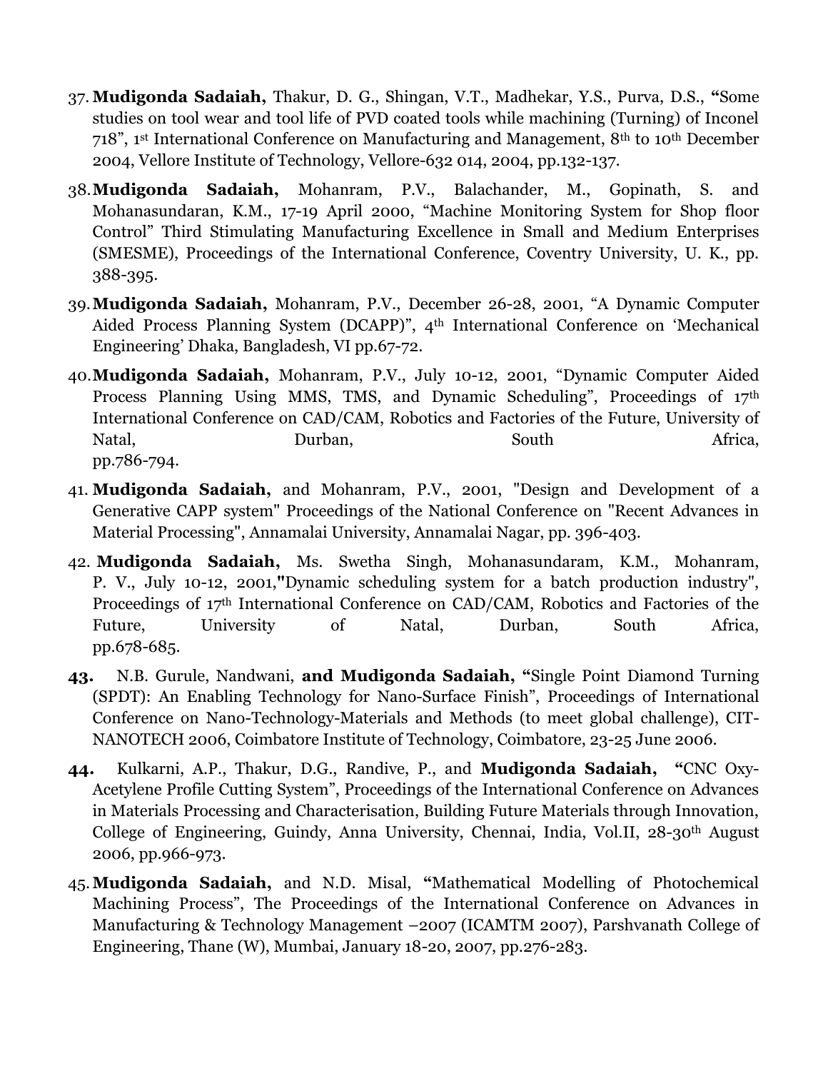37. **Mudigonda Sadaiah,** Thakur, D. G., Shingan, V.T., Madhekar, Y.S., Purva, D.S., **"**Some studies on tool wear and tool life of PVD coated tools while machining (Turning) of Inconel 718", 1st International Conference on Manufacturing and Management, 8th to 10th December 2004, Vellore Institute of Technology, Vellore-632 014, 2004, pp.132-137.

38. **Mudigonda Sadaiah,** Mohanram, P.V., Balachander, M., Gopinath, S. and Mohanasundaran, K.M., 17-19 April 2000, "Machine Monitoring System for Shop floor Control" Third Stimulating Manufacturing Excellence in Small and Medium Enterprises (SMESME), Proceedings of the International Conference, Coventry University, U. K., pp. 388-395.

39. **Mudigonda Sadaiah,** Mohanram, P.V., December 26-28, 2001, "A Dynamic Computer Aided Process Planning System (DCAPP)", 4th International Conference on 'Mechanical Engineering' Dhaka, Bangladesh, VI pp.67-72.

40. **Mudigonda Sadaiah,** Mohanram, P.V., July 10-12, 2001, "Dynamic Computer Aided Process Planning Using MMS, TMS, and Dynamic Scheduling", Proceedings of 17th International Conference on CAD/CAM, Robotics and Factories of the Future, University of Natal, Durban, South Africa, pp.786-794.

41. **Mudigonda Sadaiah,** and Mohanram, P.V., 2001, "Design and Development of a Generative CAPP system" Proceedings of the National Conference on "Recent Advances in Material Processing", Annamalai University, Annamalai Nagar, pp. 396-403.

42. **Mudigonda Sadaiah,** Ms. Swetha Singh, Mohanasundaram, K.M., Mohanram, P. V., July 10-12, 2001,**"**Dynamic scheduling system for a batch production industry", Proceedings of 17th International Conference on CAD/CAM, Robotics and Factories of the Future, University of Natal, Durban, South Africa, pp.678-685.

43. N.B. Gurule, Nandwani, **and Mudigonda Sadaiah, "**Single Point Diamond Turning (SPDT): An Enabling Technology for Nano-Surface Finish", Proceedings of International Conference on Nano-Technology-Materials and Methods (to meet global challenge), CIT-NANOTECH 2006, Coimbatore Institute of Technology, Coimbatore, 23-25 June 2006.

44. Kulkarni, A.P., Thakur, D.G., Randive, P., and **Mudigonda Sadaiah, "**CNC Oxy-Acetylene Profile Cutting System", Proceedings of the International Conference on Advances in Materials Processing and Characterisation, Building Future Materials through Innovation, College of Engineering, Guindy, Anna University, Chennai, India, Vol.II, 28-30th August 2006, pp.966-973.

45. **Mudigonda Sadaiah,** and N.D. Misal, **"**Mathematical Modelling of Photochemical Machining Process", The Proceedings of the International Conference on Advances in Manufacturing & Technology Management –2007 (ICAMTM 2007), Parshvanath College of Engineering, Thane (W), Mumbai, January 18-20, 2007, pp.276-283.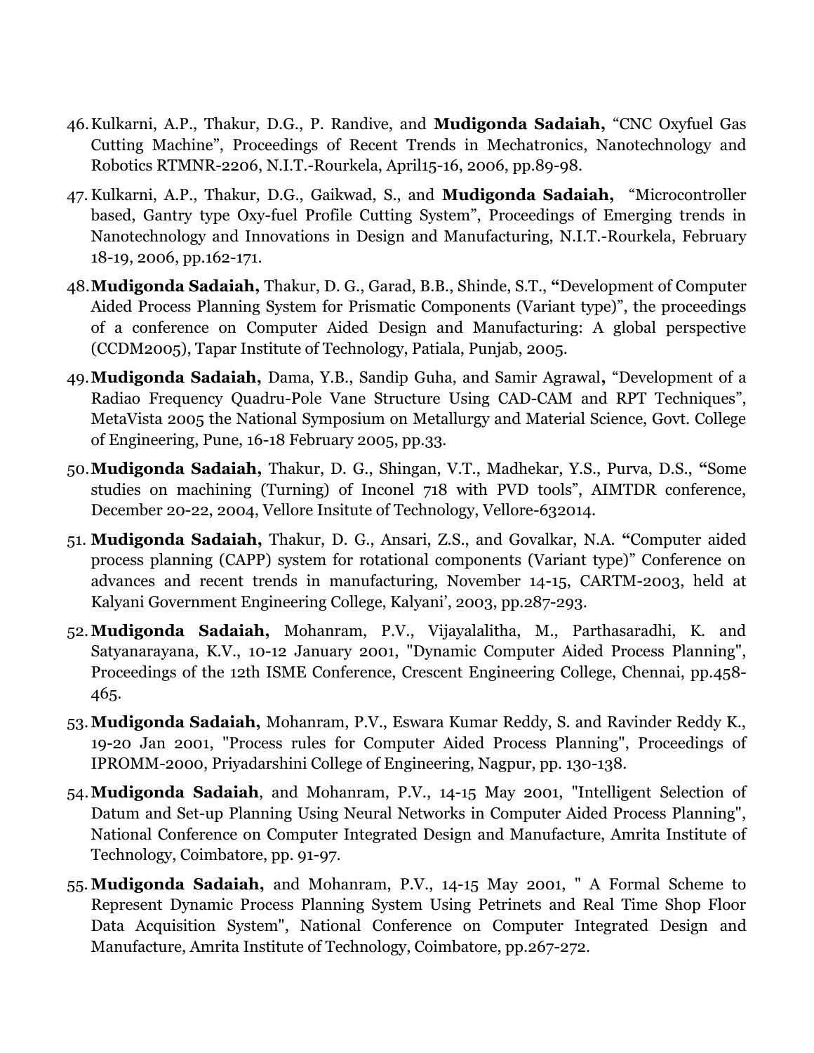46. Kulkarni, A.P., Thakur, D.G., P. Randive, and **Mudigonda Sadaiah,** "CNC Oxyfuel Gas Cutting Machine", Proceedings of Recent Trends in Mechatronics, Nanotechnology and Robotics RTMNR-2206, N.I.T.-Rourkela, April15-16, 2006, pp.89-98.
47. Kulkarni, A.P., Thakur, D.G., Gaikwad, S., and **Mudigonda Sadaiah,** "Microcontroller based, Gantry type Oxy-fuel Profile Cutting System", Proceedings of Emerging trends in Nanotechnology and Innovations in Design and Manufacturing, N.I.T.-Rourkela, February 18-19, 2006, pp.162-171.
48. **Mudigonda Sadaiah,** Thakur, D. G., Garad, B.B., Shinde, S.T., **"**Development of Computer Aided Process Planning System for Prismatic Components (Variant type)", the proceedings of a conference on Computer Aided Design and Manufacturing: A global perspective (CCDM2005), Tapar Institute of Technology, Patiala, Punjab, 2005.
49. **Mudigonda Sadaiah,** Dama, Y.B., Sandip Guha, and Samir Agrawal**,** "Development of a Radiao Frequency Quadru-Pole Vane Structure Using CAD-CAM and RPT Techniques", MetaVista 2005 the National Symposium on Metallurgy and Material Science, Govt. College of Engineering, Pune, 16-18 February 2005, pp.33.
50. **Mudigonda Sadaiah,** Thakur, D. G., Shingan, V.T., Madhekar, Y.S., Purva, D.S., **"**Some studies on machining (Turning) of Inconel 718 with PVD tools", AIMTDR conference, December 20-22, 2004, Vellore Insitute of Technology, Vellore-632014.
51. **Mudigonda Sadaiah,** Thakur, D. G., Ansari, Z.S., and Govalkar, N.A. **"**Computer aided process planning (CAPP) system for rotational components (Variant type)" Conference on advances and recent trends in manufacturing, November 14-15, CARTM-2003, held at Kalyani Government Engineering College, Kalyani', 2003, pp.287-293.
52. **Mudigonda Sadaiah,** Mohanram, P.V., Vijayalalitha, M., Parthasaradhi, K. and Satyanarayana, K.V., 10-12 January 2001, "Dynamic Computer Aided Process Planning", Proceedings of the 12th ISME Conference, Crescent Engineering College, Chennai, pp.458-465.
53. **Mudigonda Sadaiah,** Mohanram, P.V., Eswara Kumar Reddy, S. and Ravinder Reddy K., 19-20 Jan 2001, "Process rules for Computer Aided Process Planning", Proceedings of IPROMM-2000, Priyadarshini College of Engineering, Nagpur, pp. 130-138.
54. **Mudigonda Sadaiah**, and Mohanram, P.V., 14-15 May 2001, "Intelligent Selection of Datum and Set-up Planning Using Neural Networks in Computer Aided Process Planning", National Conference on Computer Integrated Design and Manufacture, Amrita Institute of Technology, Coimbatore, pp. 91-97.
55. **Mudigonda Sadaiah,** and Mohanram, P.V., 14-15 May 2001, " A Formal Scheme to Represent Dynamic Process Planning System Using Petrinets and Real Time Shop Floor Data Acquisition System", National Conference on Computer Integrated Design and Manufacture, Amrita Institute of Technology, Coimbatore, pp.267-272.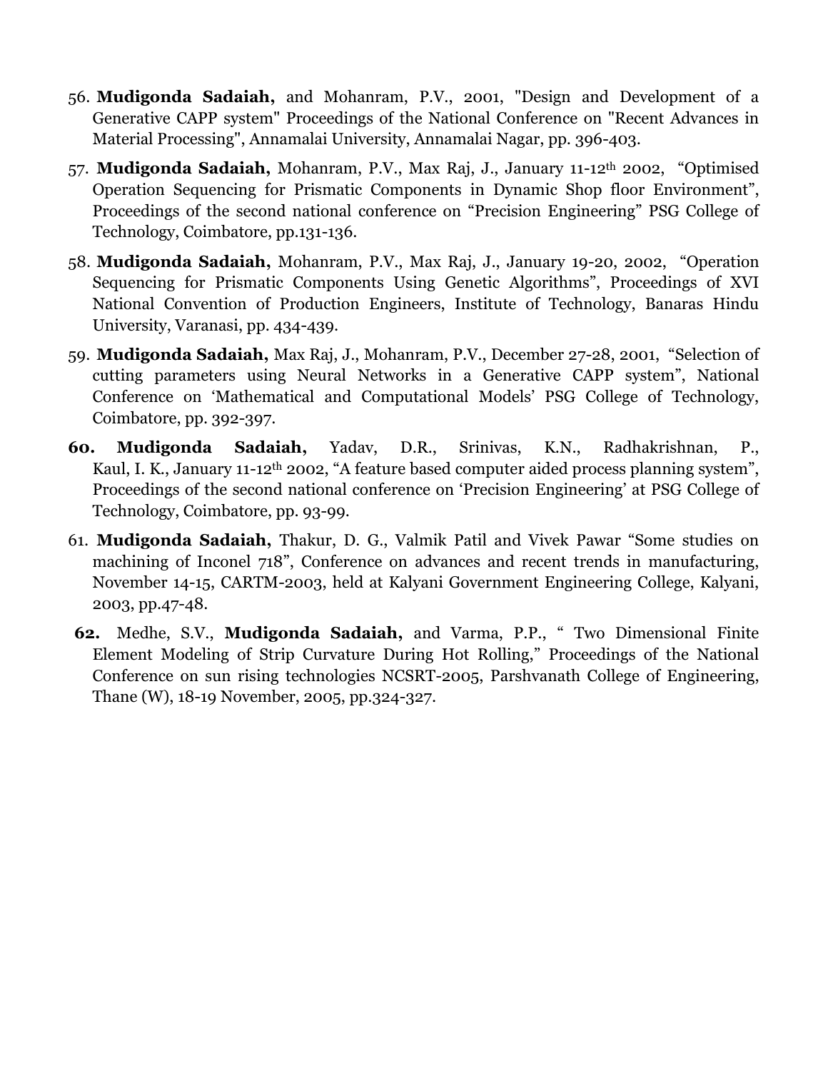56. **Mudigonda Sadaiah,** and Mohanram, P.V., 2001, "Design and Development of a Generative CAPP system" Proceedings of the National Conference on "Recent Advances in Material Processing", Annamalai University, Annamalai Nagar, pp. 396-403.

57. **Mudigonda Sadaiah,** Mohanram, P.V., Max Raj, J., January 11-12th 2002, "Optimised Operation Sequencing for Prismatic Components in Dynamic Shop floor Environment", Proceedings of the second national conference on "Precision Engineering" PSG College of Technology, Coimbatore, pp.131-136.

58. **Mudigonda Sadaiah,** Mohanram, P.V., Max Raj, J., January 19-20, 2002, "Operation Sequencing for Prismatic Components Using Genetic Algorithms", Proceedings of XVI National Convention of Production Engineers, Institute of Technology, Banaras Hindu University, Varanasi, pp. 434-439.

59. **Mudigonda Sadaiah,** Max Raj, J., Mohanram, P.V., December 27-28, 2001, "Selection of cutting parameters using Neural Networks in a Generative CAPP system", National Conference on 'Mathematical and Computational Models' PSG College of Technology, Coimbatore, pp. 392-397.

60. **Mudigonda Sadaiah,** Yadav, D.R., Srinivas, K.N., Radhakrishnan, P., Kaul, I. K., January 11-12th 2002, "A feature based computer aided process planning system", Proceedings of the second national conference on 'Precision Engineering' at PSG College of Technology, Coimbatore, pp. 93-99.

61. **Mudigonda Sadaiah,** Thakur, D. G., Valmik Patil and Vivek Pawar "Some studies on machining of Inconel 718", Conference on advances and recent trends in manufacturing, November 14-15, CARTM-2003, held at Kalyani Government Engineering College, Kalyani, 2003, pp.47-48.

62. Medhe, S.V., **Mudigonda Sadaiah,** and Varma, P.P., " Two Dimensional Finite Element Modeling of Strip Curvature During Hot Rolling," Proceedings of the National Conference on sun rising technologies NCSRT-2005, Parshvanath College of Engineering, Thane (W), 18-19 November, 2005, pp.324-327.